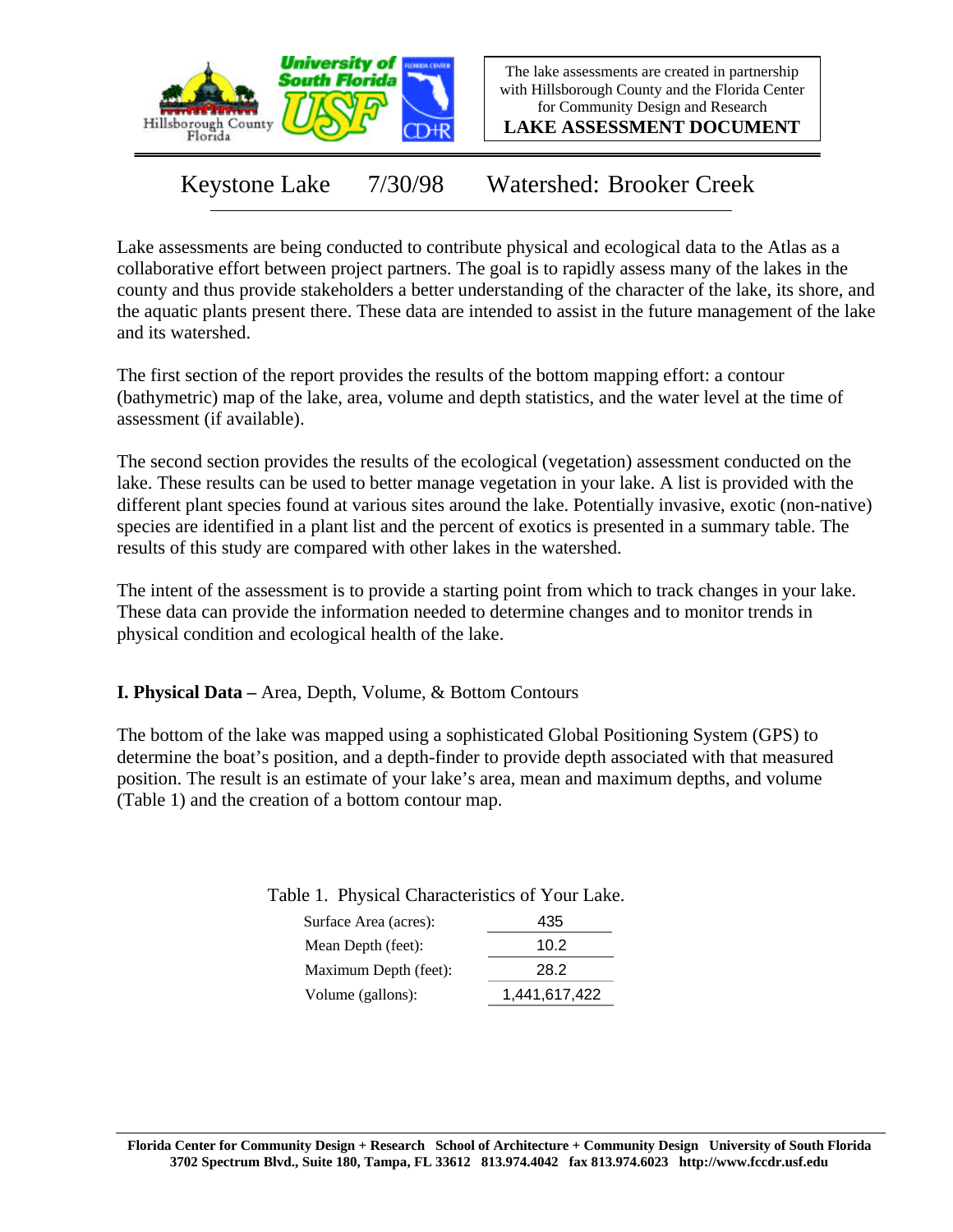The lake assessments are created in partnership with Hillsborough County and the Florida Center for Community Design and Research

**LAKE ASSESSMENT DOCUMENT**

# Keystone Lake 7/30/98 Watershed: Brooker Creek

Lake assessments are being conducted to contribute physical and ecological data to the Atlas as a collaborative effort between project partners. The goal is to rapidly assess many of the lakes in the county and thus provide stakeholders a better understanding of the character of the lake, its shore, and the aquatic plants present there. These data are intended to assist in the future management of the lake and its watershed.

The first section of the report provides the results of the bottom mapping effort: a contour (bathymetric) map of the lake, area, volume and depth statistics, and the water level at the time of assessment (if available).

The second section provides the results of the ecological (vegetation) assessment conducted on the lake. These results can be used to better manage vegetation in your lake. A list is provided with the different plant species found at various sites around the lake. Potentially invasive, exotic (non-native) species are identified in a plant list and the percent of exotics is presented in a summary table. The results of this study are compared with other lakes in the watershed.

The intent of the assessment is to provide a starting point from which to track changes in your lake. These data can provide the information needed to determine changes and to monitor trends in physical condition and ecological health of the lake.

## I. Physical Data – Area, Depth, Volume, & Bottom Contours

The bottom of the lake was mapped using a sophisticated Global Positioning System (GPS) to determine the boat's position, and a depth-finder to provide depth associated with that measured position. The result is an estimate of your lake's area, mean and maximum depths, and volume (Table 1) and the creation of a bottom contour map.

Table 1. Physical Characteristics of Your Lake.

| | |
|---|---|
| Surface Area (acres): | 435 |
| Mean Depth (feet): | 10.2 |
| Maximum Depth (feet): | 28.2 |
| Volume (gallons): | 1,441,617,422 |

Florida Center for Community Design + Research School of Architecture + Community Design University of South Florida
3702 Spectrum Blvd., Suite 180, Tampa, FL 33612 813.974.4042 fax 813.974.6023 http://www.fccdr.usf.edu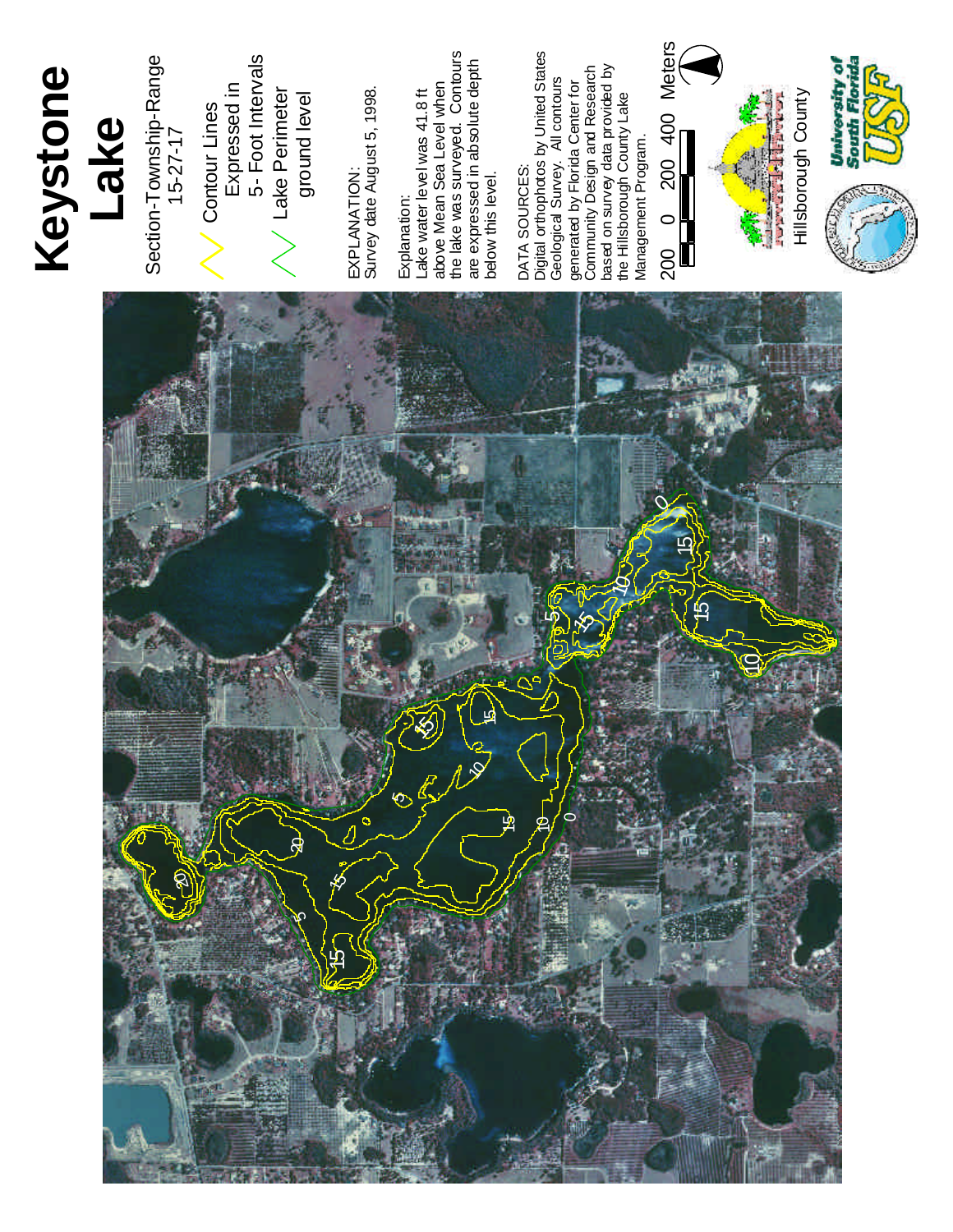# Keystone Lake

Section-Township-Range 15-27-17

Contour Lines Expressed in 5- Foot Intervals

Lake Perimeter ground level

EXPLANATION:
Survey date August 5, 1998.

Explanation:
Lake water level was 41.8 ft above Mean Sea Level when the lake was surveyed. Contours are expressed in absolute depth below this level.

DATA SOURCES:
Digital orthophotos by United States Geological Survey. All contours generated by Florida Center for Community Design and Research based on survey data provided by the Hillsborough County Lake Management Program.

200 0 200 400 Meters

Hillsborough County

University of South Florida USF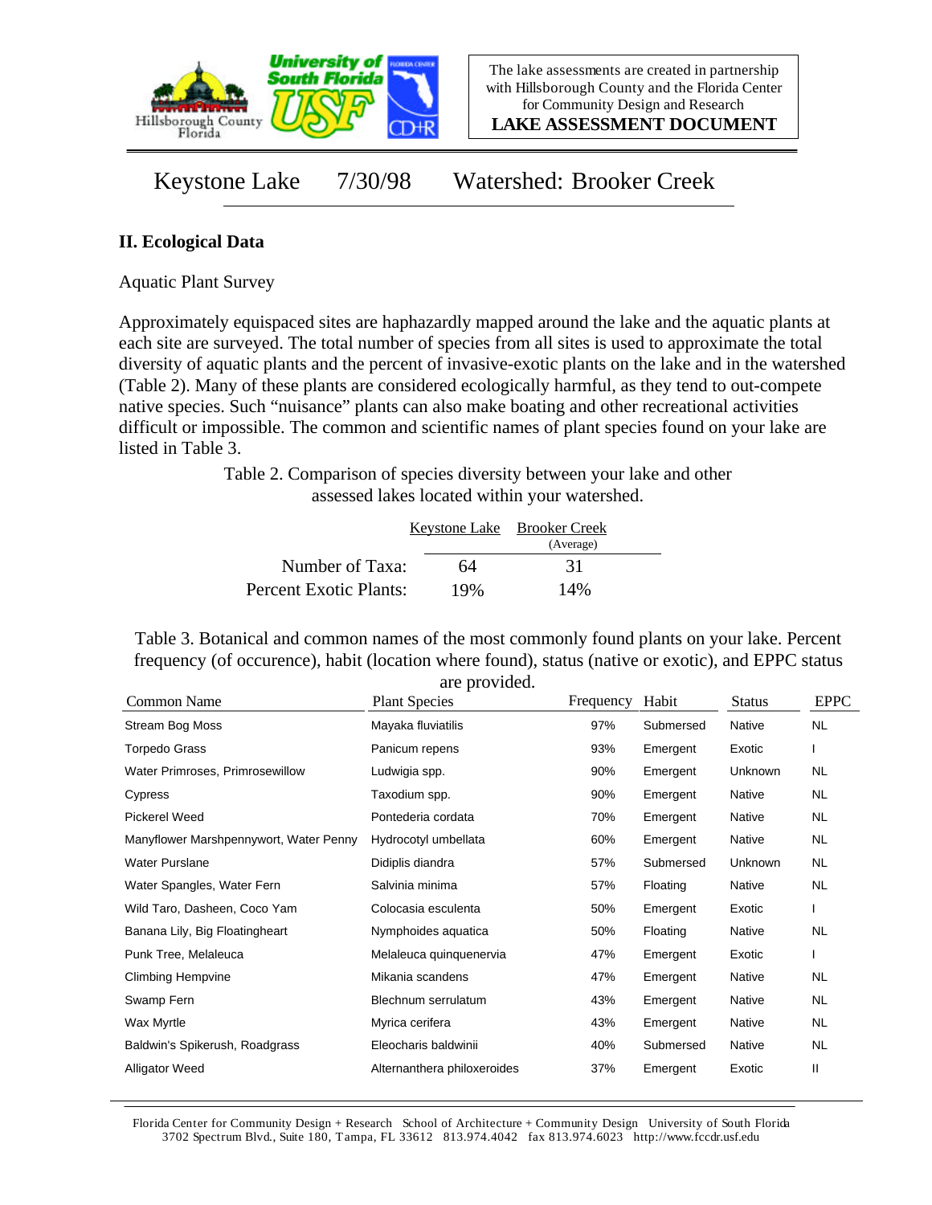The lake assessments are created in partnership with Hillsborough County and the Florida Center for Community Design and Research

**LAKE ASSESSMENT DOCUMENT**

# Keystone Lake 7/30/98 Watershed: Brooker Creek

## II. Ecological Data

Aquatic Plant Survey

Approximately equispaced sites are haphazardly mapped around the lake and the aquatic plants at each site are surveyed. The total number of species from all sites is used to approximate the total diversity of aquatic plants and the percent of invasive-exotic plants on the lake and in the watershed (Table 2). Many of these plants are considered ecologically harmful, as they tend to out-compete native species. Such "nuisance" plants can also make boating and other recreational activities difficult or impossible. The common and scientific names of plant species found on your lake are listed in Table 3.

Table 2. Comparison of species diversity between your lake and other assessed lakes located within your watershed.

| | Keystone Lake | Brooker Creek (Average) |
|---|---|---|
| Number of Taxa: | 64 | 31 |
| Percent Exotic Plants: | 19% | 14% |

Table 3. Botanical and common names of the most commonly found plants on your lake. Percent frequency (of occurence), habit (location where found), status (native or exotic), and EPPC status are provided.

| Common Name | Plant Species | Frequency | Habit | Status | EPPC |
|---|---|---|---|---|---|
| Stream Bog Moss | Mayaka fluviatilis | 97% | Submersed | Native | NL |
| Torpedo Grass | Panicum repens | 93% | Emergent | Exotic | I |
| Water Primroses, Primrosewillow | Ludwigia spp. | 90% | Emergent | Unknown | NL |
| Cypress | Taxodium spp. | 90% | Emergent | Native | NL |
| Pickerel Weed | Pontederia cordata | 70% | Emergent | Native | NL |
| Manyflower Marshpennywort, Water Penny | Hydrocotyl umbellata | 60% | Emergent | Native | NL |
| Water Purslane | Didiplis diandra | 57% | Submersed | Unknown | NL |
| Water Spangles, Water Fern | Salvinia minima | 57% | Floating | Native | NL |
| Wild Taro, Dasheen, Coco Yam | Colocasia esculenta | 50% | Emergent | Exotic | I |
| Banana Lily, Big Floatingheart | Nymphoides aquatica | 50% | Floating | Native | NL |
| Punk Tree, Melaleuca | Melaleuca quinquenervia | 47% | Emergent | Exotic | I |
| Climbing Hempvine | Mikania scandens | 47% | Emergent | Native | NL |
| Swamp Fern | Blechnum serrulatum | 43% | Emergent | Native | NL |
| Wax Myrtle | Myrica cerifera | 43% | Emergent | Native | NL |
| Baldwin's Spikerush, Roadgrass | Eleocharis baldwinii | 40% | Submersed | Native | NL |
| Alligator Weed | Alternanthera philoxeroides | 37% | Emergent | Exotic | II |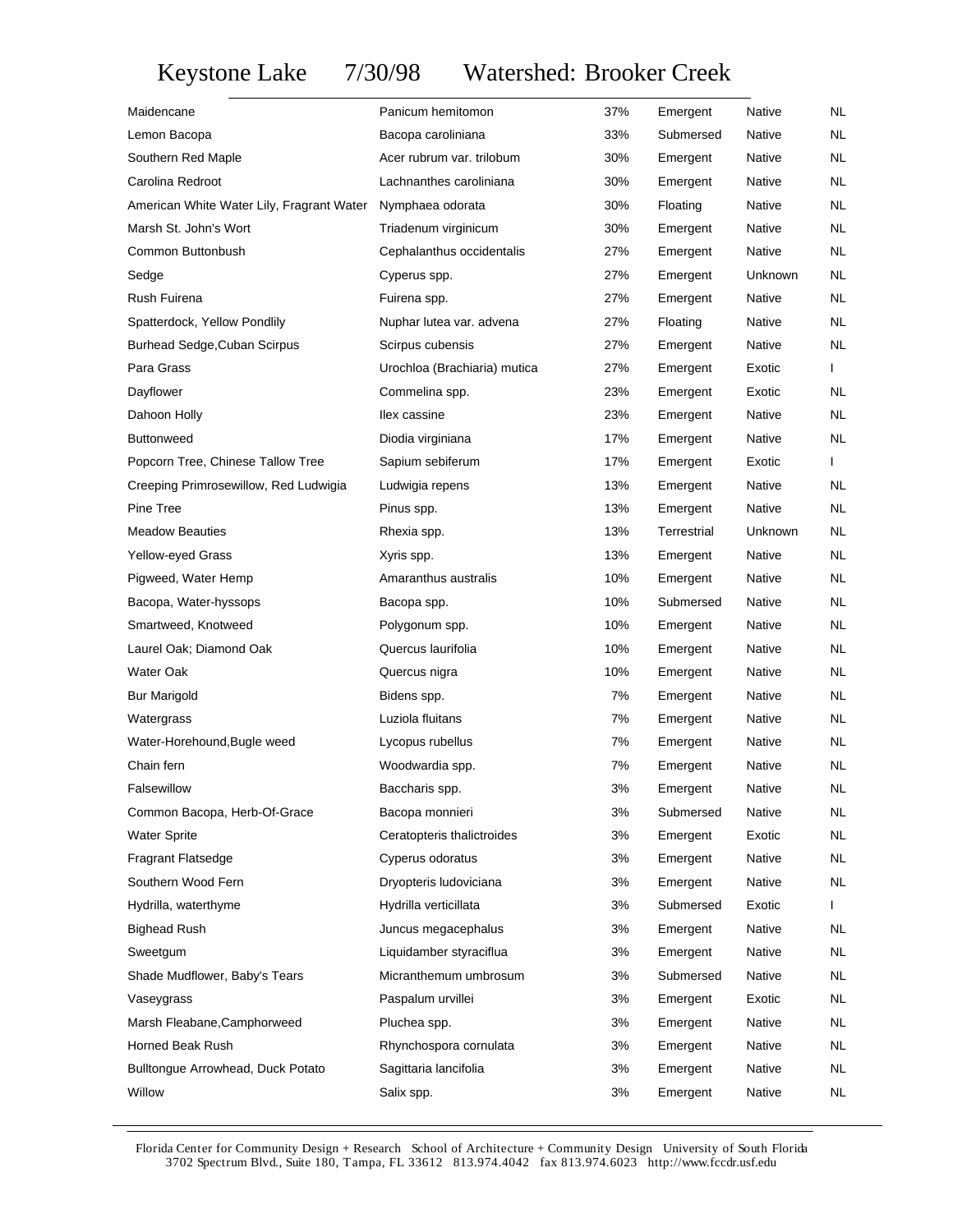# Keystone Lake 7/30/98 Watershed: Brooker Creek

| | | | | | |
|---|---|---|---|---|---|
| Maidencane | Panicum hemitomon | 37% | Emergent | Native | NL |
| Lemon Bacopa | Bacopa caroliniana | 33% | Submersed | Native | NL |
| Southern Red Maple | Acer rubrum var. trilobum | 30% | Emergent | Native | NL |
| Carolina Redroot | Lachnanthes caroliniana | 30% | Emergent | Native | NL |
| American White Water Lily, Fragrant Water | Nymphaea odorata | 30% | Floating | Native | NL |
| Marsh St. John's Wort | Triadenum virginicum | 30% | Emergent | Native | NL |
| Common Buttonbush | Cephalanthus occidentalis | 27% | Emergent | Native | NL |
| Sedge | Cyperus spp. | 27% | Emergent | Unknown | NL |
| Rush Fuirena | Fuirena spp. | 27% | Emergent | Native | NL |
| Spatterdock, Yellow Pondlily | Nuphar lutea var. advena | 27% | Floating | Native | NL |
| Burhead Sedge,Cuban Scirpus | Scirpus cubensis | 27% | Emergent | Native | NL |
| Para Grass | Urochloa (Brachiaria) mutica | 27% | Emergent | Exotic | I |
| Dayflower | Commelina spp. | 23% | Emergent | Exotic | NL |
| Dahoon Holly | Ilex cassine | 23% | Emergent | Native | NL |
| Buttonweed | Diodia virginiana | 17% | Emergent | Native | NL |
| Popcorn Tree, Chinese Tallow Tree | Sapium sebiferum | 17% | Emergent | Exotic | I |
| Creeping Primrosewillow, Red Ludwigia | Ludwigia repens | 13% | Emergent | Native | NL |
| Pine Tree | Pinus spp. | 13% | Emergent | Native | NL |
| Meadow Beauties | Rhexia spp. | 13% | Terrestrial | Unknown | NL |
| Yellow-eyed Grass | Xyris spp. | 13% | Emergent | Native | NL |
| Pigweed, Water Hemp | Amaranthus australis | 10% | Emergent | Native | NL |
| Bacopa, Water-hyssops | Bacopa spp. | 10% | Submersed | Native | NL |
| Smartweed, Knotweed | Polygonum spp. | 10% | Emergent | Native | NL |
| Laurel Oak; Diamond Oak | Quercus laurifolia | 10% | Emergent | Native | NL |
| Water Oak | Quercus nigra | 10% | Emergent | Native | NL |
| Bur Marigold | Bidens spp. | 7% | Emergent | Native | NL |
| Watergrass | Luziola fluitans | 7% | Emergent | Native | NL |
| Water-Horehound,Bugle weed | Lycopus rubellus | 7% | Emergent | Native | NL |
| Chain fern | Woodwardia spp. | 7% | Emergent | Native | NL |
| Falsewillow | Baccharis spp. | 3% | Emergent | Native | NL |
| Common Bacopa, Herb-Of-Grace | Bacopa monnieri | 3% | Submersed | Native | NL |
| Water Sprite | Ceratopteris thalictroides | 3% | Emergent | Exotic | NL |
| Fragrant Flatsedge | Cyperus odoratus | 3% | Emergent | Native | NL |
| Southern Wood Fern | Dryopteris ludoviciana | 3% | Emergent | Native | NL |
| Hydrilla, waterthyme | Hydrilla verticillata | 3% | Submersed | Exotic | I |
| Bighead Rush | Juncus megacephalus | 3% | Emergent | Native | NL |
| Sweetgum | Liquidamber styraciflua | 3% | Emergent | Native | NL |
| Shade Mudflower, Baby's Tears | Micranthemum umbrosum | 3% | Submersed | Native | NL |
| Vaseygrass | Paspalum urvillei | 3% | Emergent | Exotic | NL |
| Marsh Fleabane,Camphorweed | Pluchea spp. | 3% | Emergent | Native | NL |
| Horned Beak Rush | Rhynchospora cornulata | 3% | Emergent | Native | NL |
| Bulltongue Arrowhead, Duck Potato | Sagittaria lancifolia | 3% | Emergent | Native | NL |
| Willow | Salix spp. | 3% | Emergent | Native | NL |

Florida Center for Community Design + Research School of Architecture + Community Design University of South Florida
3702 Spectrum Blvd., Suite 180, Tampa, FL 33612 813.974.4042 fax 813.974.6023 http://www.fccdr.usf.edu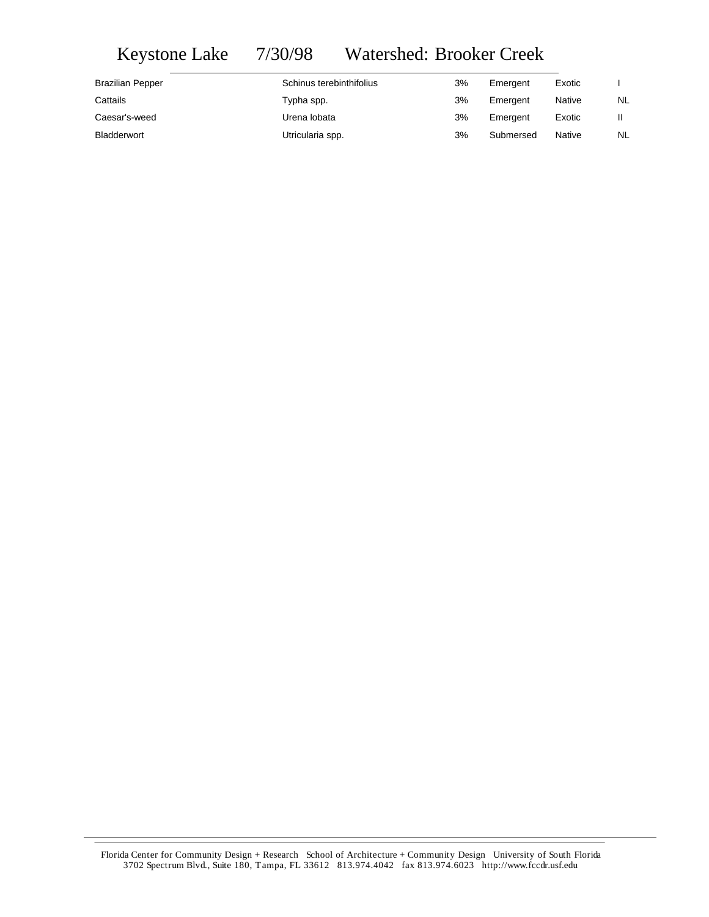Keystone Lake 7/30/98 Watershed: Brooker Creek

| | | | | | |
|---|---|---|---|---|---|
| Brazilian Pepper | Schinus terebinthifolius | 3% | Emergent | Exotic | I |
| Cattails | Typha spp. | 3% | Emergent | Native | NL |
| Caesar's-weed | Urena lobata | 3% | Emergent | Exotic | II |
| Bladderwort | Utricularia spp. | 3% | Submersed | Native | NL |

Florida Center for Community Design + Research School of Architecture + Community Design University of South Florida
3702 Spectrum Blvd., Suite 180, Tampa, FL 33612 813.974.4042 fax 813.974.6023 http://www.fccdr.usf.edu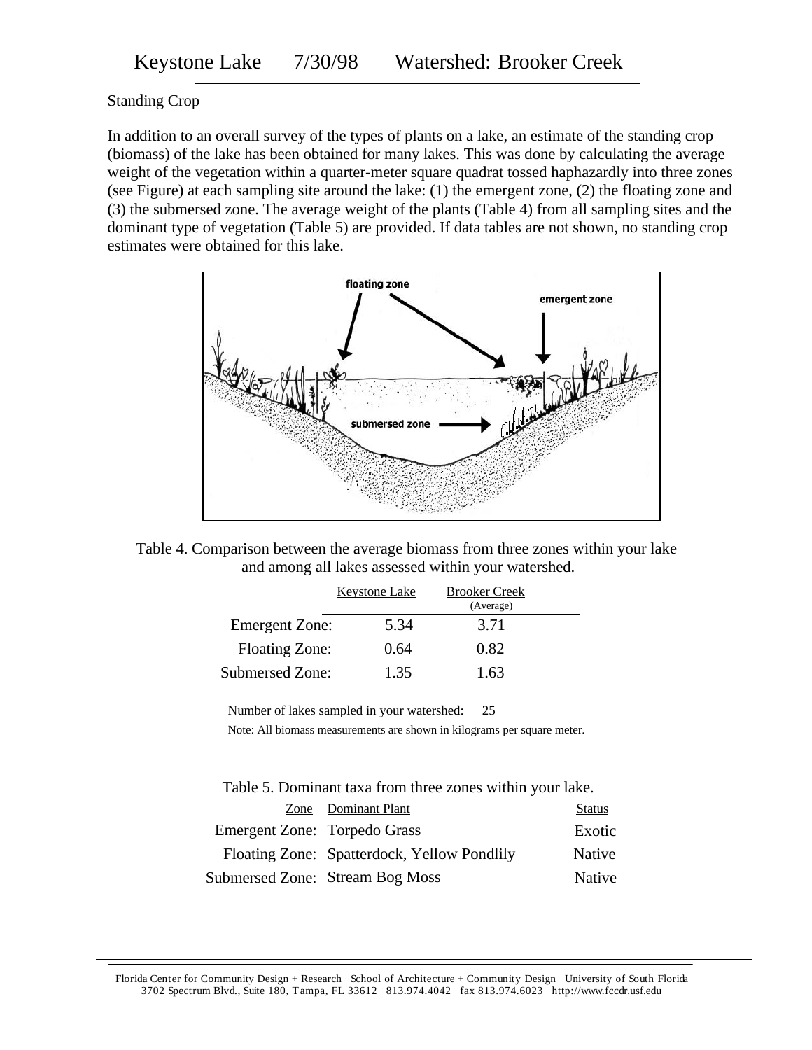# Keystone Lake  7/30/98  Watershed: Brooker Creek

Standing Crop

In addition to an overall survey of the types of plants on a lake, an estimate of the standing crop (biomass) of the lake has been obtained for many lakes. This was done by calculating the average weight of the vegetation within a quarter-meter square quadrat tossed haphazardly into three zones (see Figure) at each sampling site around the lake: (1) the emergent zone, (2) the floating zone and (3) the submersed zone. The average weight of the plants (Table 4) from all sampling sites and the dominant type of vegetation (Table 5) are provided. If data tables are not shown, no standing crop estimates were obtained for this lake.

floating zone

emergent zone

submersed zone

Table 4. Comparison between the average biomass from three zones within your lake and among all lakes assessed within your watershed.

| | Keystone Lake | Brooker Creek (Average) |
|---|---|---|
| Emergent Zone: | 5.34 | 3.71 |
| Floating Zone: | 0.64 | 0.82 |
| Submersed Zone: | 1.35 | 1.63 |

Number of lakes sampled in your watershed: 25

Note: All biomass measurements are shown in kilograms per square meter.

Table 5. Dominant taxa from three zones within your lake.

| Zone | Dominant Plant | Status |
|---|---|---|
| Emergent Zone: | Torpedo Grass | Exotic |
| Floating Zone: | Spatterdock, Yellow Pondlily | Native |
| Submersed Zone: | Stream Bog Moss | Native |